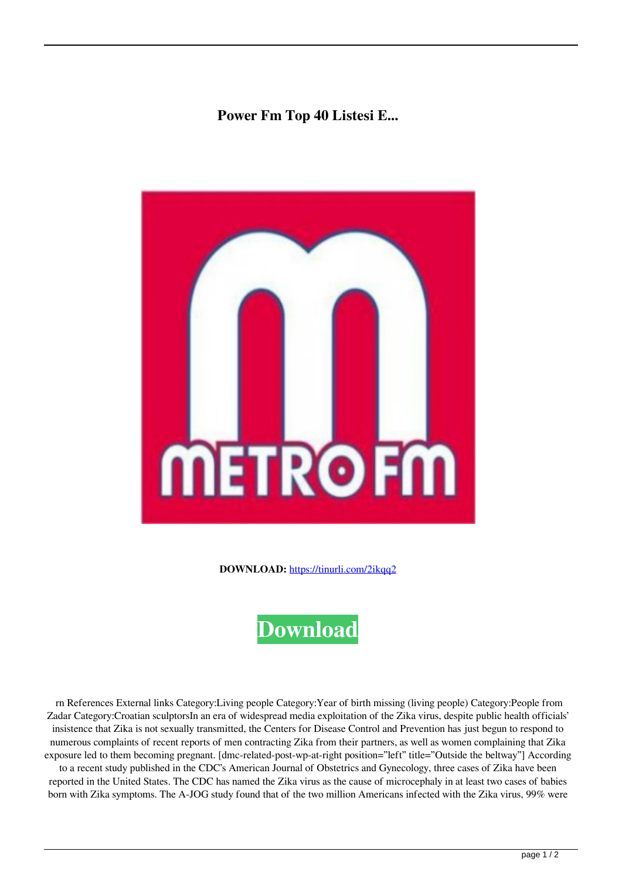# Power Fm Top 40 Listesi E...

**DOWNLOAD:** https://tinurli.com/2ikqq2

Download

rn References External links Category:Living people Category:Year of birth missing (living people) Category:People from Zadar Category:Croatian sculptorsIn an era of widespread media exploitation of the Zika virus, despite public health officials' insistence that Zika is not sexually transmitted, the Centers for Disease Control and Prevention has just begun to respond to numerous complaints of recent reports of men contracting Zika from their partners, as well as women complaining that Zika exposure led to them becoming pregnant. [dmc-related-post-wp-at-right position="left" title="Outside the beltway"] According to a recent study published in the CDC's American Journal of Obstetrics and Gynecology, three cases of Zika have been reported in the United States. The CDC has named the Zika virus as the cause of microcephaly in at least two cases of babies born with Zika symptoms. The A-JOG study found that of the two million Americans infected with the Zika virus, 99% were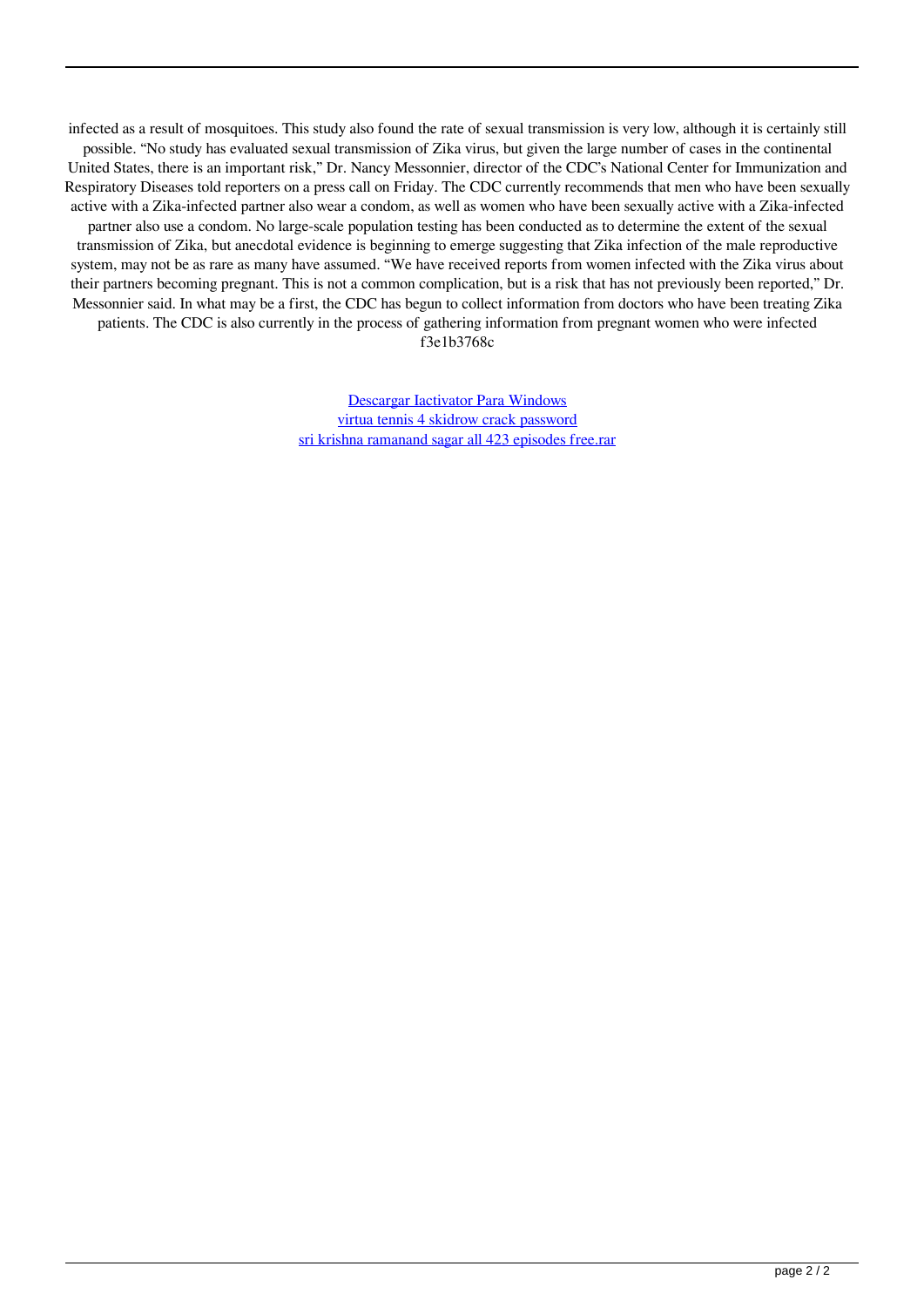infected as a result of mosquitoes. This study also found the rate of sexual transmission is very low, although it is certainly still possible. “No study has evaluated sexual transmission of Zika virus, but given the large number of cases in the continental United States, there is an important risk,” Dr. Nancy Messonnier, director of the CDC’s National Center for Immunization and Respiratory Diseases told reporters on a press call on Friday. The CDC currently recommends that men who have been sexually active with a Zika-infected partner also wear a condom, as well as women who have been sexually active with a Zika-infected partner also use a condom. No large-scale population testing has been conducted as to determine the extent of the sexual transmission of Zika, but anecdotal evidence is beginning to emerge suggesting that Zika infection of the male reproductive system, may not be as rare as many have assumed. “We have received reports from women infected with the Zika virus about their partners becoming pregnant. This is not a common complication, but is a risk that has not previously been reported,” Dr. Messonnier said. In what may be a first, the CDC has begun to collect information from doctors who have been treating Zika patients. The CDC is also currently in the process of gathering information from pregnant women who were infected
f3e1b3768c

Descargar Iactivator Para Windows
virtua tennis 4 skidrow crack password
sri krishna ramanand sagar all 423 episodes free.rar